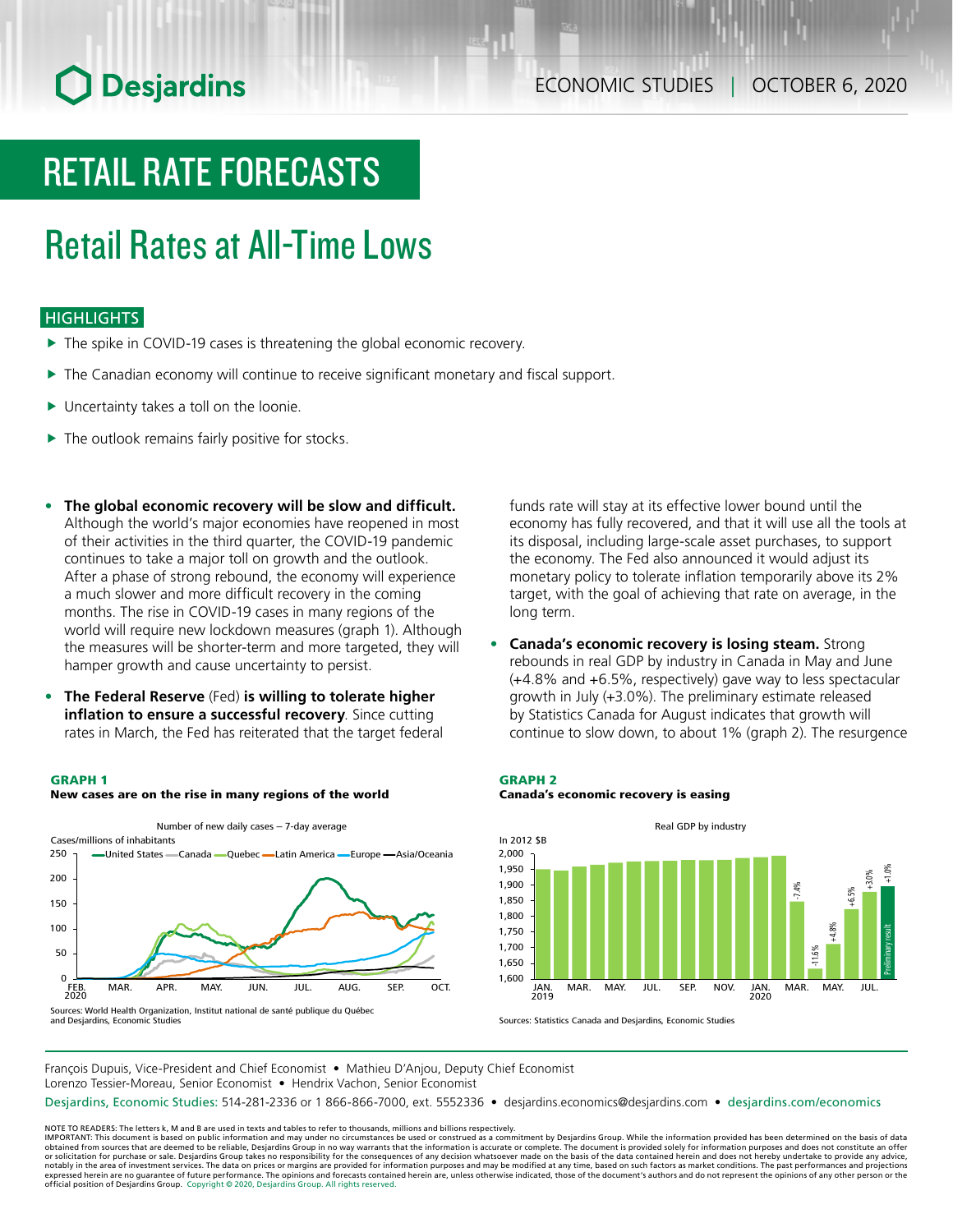# RETAIL RATE FORECASTS

## Retail Rates at All-Time Lows

### HIGHLIGHTS

- The spike in COVID-19 cases is threatening the global economic recovery.
- The Canadian economy will continue to receive significant monetary and fiscal support.
- Uncertainty takes a toll on the loonie.
- The outlook remains fairly positive for stocks.

- **The global economic recovery will be slow and difficult.** Although the world's major economies have reopened in most of their activities in the third quarter, the COVID-19 pandemic continues to take a major toll on growth and the outlook. After a phase of strong rebound, the economy will experience a much slower and more difficult recovery in the coming months. The rise in COVID-19 cases in many regions of the world will require new lockdown measures (graph 1). Although the measures will be shorter-term and more targeted, they will hamper growth and cause uncertainty to persist.
- **The Federal Reserve** (Fed) **is willing to tolerate higher inflation to ensure a successful recovery**. Since cutting rates in March, the Fed has reiterated that the target federal funds rate will stay at its effective lower bound until the economy has fully recovered, and that it will use all the tools at its disposal, including large-scale asset purchases, to support the economy. The Fed also announced it would adjust its monetary policy to tolerate inflation temporarily above its 2% target, with the goal of achieving that rate on average, in the long term.
- **Canada's economic recovery is losing steam.** Strong rebounds in real GDP by industry in Canada in May and June (+4.8% and +6.5%, respectively) gave way to less spectacular growth in July (+3.0%). The preliminary estimate released by Statistics Canada for August indicates that growth will continue to slow down, to about 1% (graph 2). The resurgence

**GRAPH 1**
**New cases are on the rise in many regions of the world**

Sources: World Health Organization, Institut national de santé publique du Québec and Desjardins, Economic Studies

**GRAPH 2**
**Canada's economic recovery is easing**

Sources: Statistics Canada and Desjardins, Economic Studies

François Dupuis, Vice-President and Chief Economist • Mathieu D'Anjou, Deputy Chief Economist
Lorenzo Tessier-Moreau, Senior Economist • Hendrix Vachon, Senior Economist

Desjardins, Economic Studies: 514-281-2336 or 1 866-866-7000, ext. 5552336 • desjardins.economics@desjardins.com • desjardins.com/economics

NOTE TO READERS: The letters k, M and B are used in texts and tables to refer to thousands, millions and billions respectively.
IMPORTANT: This document is based on public information and may under no circumstances be used or construed as a commitment by Desjardins Group. While the information provided has been determined on the basis of data obtained from sources that are deemed to be reliable, Desjardins Group in no way warrants that the information is accurate or complete. The document is provided solely for information purposes and does not constitute an offer or solicitation for purchase or sale. Desjardins Group takes no responsibility for the consequences of any decision whatsoever made on the basis of the data contained herein and does not hereby undertake to provide any advice, notably in the area of investment services. The data on prices or margins are provided for information purposes and may be modified at any time, based on such factors as market conditions. The past performances and projections expressed herein are no guarantee of future performance. The opinions and forecasts contained herein are, unless otherwise indicated, those of the document's authors and do not represent the opinions of any other person or the official position of Desjardins Group. Copyright © 2020, Desjardins Group. All rights reserved.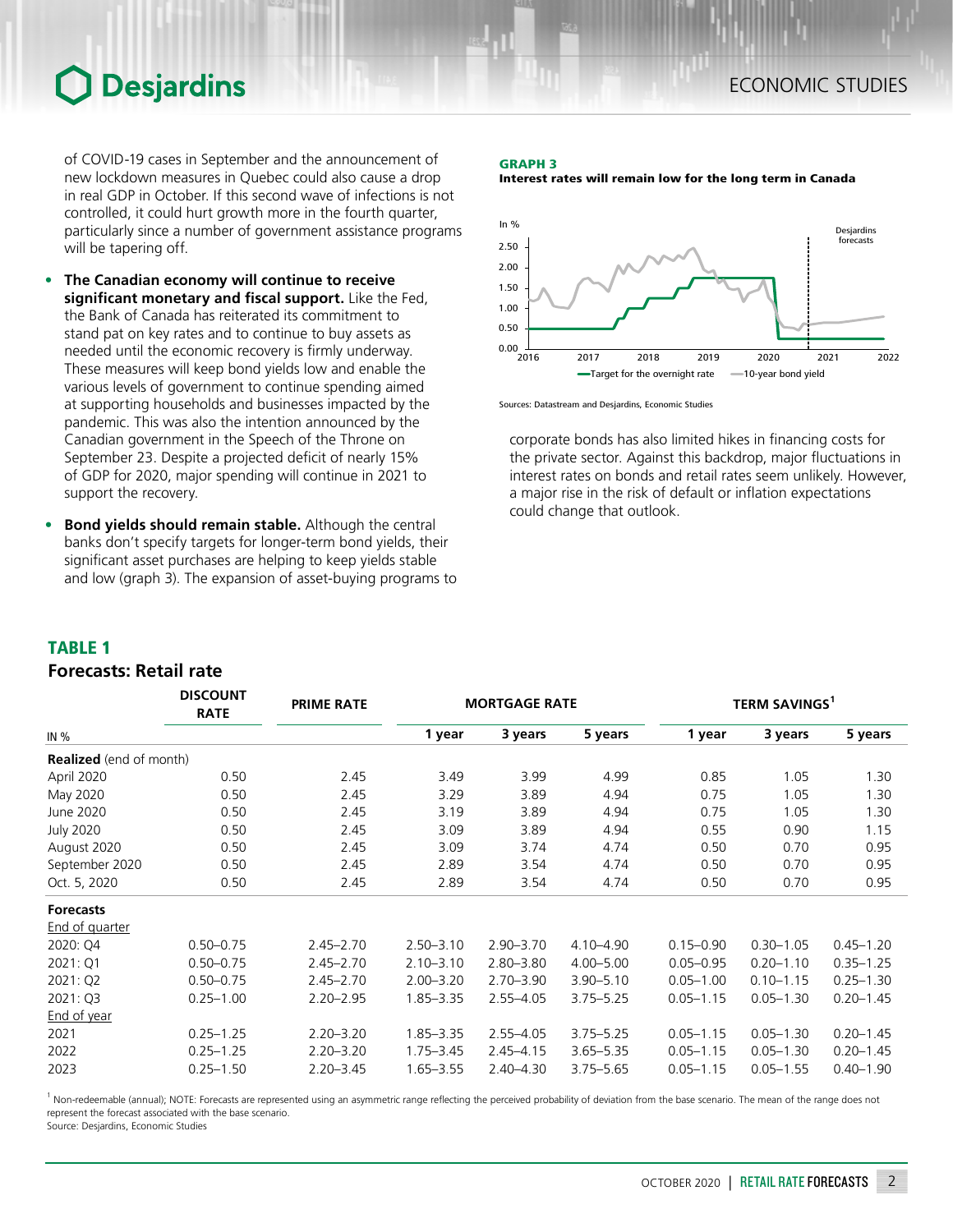of COVID-19 cases in September and the announcement of new lockdown measures in Quebec could also cause a drop in real GDP in October. If this second wave of infections is not controlled, it could hurt growth more in the fourth quarter, particularly since a number of government assistance programs will be tapering off.

- **The Canadian economy will continue to receive significant monetary and fiscal support.** Like the Fed, the Bank of Canada has reiterated its commitment to stand pat on key rates and to continue to buy assets as needed until the economic recovery is firmly underway. These measures will keep bond yields low and enable the various levels of government to continue spending aimed at supporting households and businesses impacted by the pandemic. This was also the intention announced by the Canadian government in the Speech of the Throne on September 23. Despite a projected deficit of nearly 15% of GDP for 2020, major spending will continue in 2021 to support the recovery.
- **Bond yields should remain stable.** Although the central banks don't specify targets for longer-term bond yields, their significant asset purchases are helping to keep yields stable and low (graph 3). The expansion of asset-buying programs to corporate bonds has also limited hikes in financing costs for the private sector. Against this backdrop, major fluctuations in interest rates on bonds and retail rates seem unlikely. However, a major rise in the risk of default or inflation expectations could change that outlook.

**GRAPH 3**
**Interest rates will remain low for the long term in Canada**

Sources: Datastream and Desjardins, Economic Studies

## TABLE 1
## Forecasts: Retail rate

| IN % | DISCOUNT RATE | PRIME RATE | MORTGAGE RATE | | | TERM SAVINGS[1] | | |
|---|---|---|---|---|---|---|---|---|
| | | | 1 year | 3 years | 5 years | 1 year | 3 years | 5 years |
| **Realized** (end of month) | | | | | | | | |
| April 2020 | 0.50 | 2.45 | 3.49 | 3.99 | 4.99 | 0.85 | 1.05 | 1.30 |
| May 2020 | 0.50 | 2.45 | 3.29 | 3.89 | 4.94 | 0.75 | 1.05 | 1.30 |
| June 2020 | 0.50 | 2.45 | 3.19 | 3.89 | 4.94 | 0.75 | 1.05 | 1.30 |
| July 2020 | 0.50 | 2.45 | 3.09 | 3.89 | 4.94 | 0.55 | 0.90 | 1.15 |
| August 2020 | 0.50 | 2.45 | 3.09 | 3.74 | 4.74 | 0.50 | 0.70 | 0.95 |
| September 2020 | 0.50 | 2.45 | 2.89 | 3.54 | 4.74 | 0.50 | 0.70 | 0.95 |
| Oct. 5, 2020 | 0.50 | 2.45 | 2.89 | 3.54 | 4.74 | 0.50 | 0.70 | 0.95 |
| **Forecasts** | | | | | | | | |
| End of quarter | | | | | | | | |
| 2020: Q4 | 0.50–0.75 | 2.45–2.70 | 2.50–3.10 | 2.90–3.70 | 4.10–4.90 | 0.15–0.90 | 0.30–1.05 | 0.45–1.20 |
| 2021: Q1 | 0.50–0.75 | 2.45–2.70 | 2.10–3.10 | 2.80–3.80 | 4.00–5.00 | 0.05–0.95 | 0.20–1.10 | 0.35–1.25 |
| 2021: Q2 | 0.50–0.75 | 2.45–2.70 | 2.00–3.20 | 2.70–3.90 | 3.90–5.10 | 0.05–1.00 | 0.10–1.15 | 0.25–1.30 |
| 2021: Q3 | 0.25–1.00 | 2.20–2.95 | 1.85–3.35 | 2.55–4.05 | 3.75–5.25 | 0.05–1.15 | 0.05–1.30 | 0.20–1.45 |
| End of year | | | | | | | | |
| 2021 | 0.25–1.25 | 2.20–3.20 | 1.85–3.35 | 2.55–4.05 | 3.75–5.25 | 0.05–1.15 | 0.05–1.30 | 0.20–1.45 |
| 2022 | 0.25–1.25 | 2.20–3.20 | 1.75–3.45 | 2.45–4.15 | 3.65–5.35 | 0.05–1.15 | 0.05–1.30 | 0.20–1.45 |
| 2023 | 0.25–1.50 | 2.20–3.45 | 1.65–3.55 | 2.40–4.30 | 3.75–5.65 | 0.05–1.15 | 0.05–1.55 | 0.40–1.90 |

[1] Non-redeemable (annual); NOTE: Forecasts are represented using an asymmetric range reflecting the perceived probability of deviation from the base scenario. The mean of the range does not represent the forecast associated with the base scenario.
Source: Desjardins, Economic Studies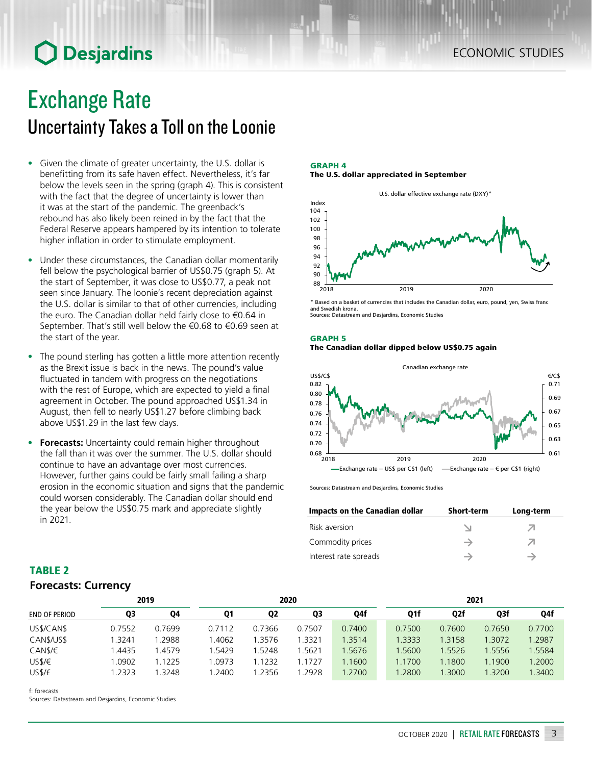# Exchange Rate

## Uncertainty Takes a Toll on the Loonie

- Given the climate of greater uncertainty, the U.S. dollar is benefitting from its safe haven effect. Nevertheless, it's far below the levels seen in the spring (graph 4). This is consistent with the fact that the degree of uncertainty is lower than it was at the start of the pandemic. The greenback's rebound has also likely been reined in by the fact that the Federal Reserve appears hampered by its intention to tolerate higher inflation in order to stimulate employment.
- Under these circumstances, the Canadian dollar momentarily fell below the psychological barrier of US$0.75 (graph 5). At the start of September, it was close to US$0.77, a peak not seen since January. The loonie's recent depreciation against the U.S. dollar is similar to that of other currencies, including the euro. The Canadian dollar held fairly close to €0.64 in September. That's still well below the €0.68 to €0.69 seen at the start of the year.
- The pound sterling has gotten a little more attention recently as the Brexit issue is back in the news. The pound's value fluctuated in tandem with progress on the negotiations with the rest of Europe, which are expected to yield a final agreement in October. The pound approached US$1.34 in August, then fell to nearly US$1.27 before climbing back above US$1.29 in the last few days.
- **Forecasts:** Uncertainty could remain higher throughout the fall than it was over the summer. The U.S. dollar should continue to have an advantage over most currencies. However, further gains could be fairly small failing a sharp erosion in the economic situation and signs that the pandemic could worsen considerably. The Canadian dollar should end the year below the US$0.75 mark and appreciate slightly in 2021.

**GRAPH 4**
**The U.S. dollar appreciated in September**

U.S. dollar effective exchange rate (DXY)*

\* Based on a basket of currencies that includes the Canadian dollar, euro, pound, yen, Swiss franc and Swedish krona.
Sources: Datastream and Desjardins, Economic Studies

**GRAPH 5**
**The Canadian dollar dipped below US$0.75 again**

Canadian exchange rate

Exchange rate – US$ per C$1 (left) — Exchange rate – € per C$1 (right)

Sources: Datastream and Desjardins, Economic Studies

| Impacts on the Canadian dollar | Short-term | Long-term |
|---|---|---|
| Risk aversion | ↘ | ↗ |
| Commodity prices | → | ↗ |
| Interest rate spreads | → | → |

**TABLE 2**
**Forecasts: Currency**

| | 2019 | | 2020 | | | | 2021 | | | |
|---|---|---|---|---|---|---|---|---|---|---|
| END OF PERIOD | Q3 | Q4 | Q1 | Q2 | Q3 | Q4f | Q1f | Q2f | Q3f | Q4f |
| US$/CAN$ | 0.7552 | 0.7699 | 0.7112 | 0.7366 | 0.7507 | 0.7400 | 0.7500 | 0.7600 | 0.7650 | 0.7700 |
| CAN$/US$ | 1.3241 | 1.2988 | 1.4062 | 1.3576 | 1.3321 | 1.3514 | 1.3333 | 1.3158 | 1.3072 | 1.2987 |
| CAN$/€ | 1.4435 | 1.4579 | 1.5429 | 1.5248 | 1.5621 | 1.5676 | 1.5600 | 1.5526 | 1.5556 | 1.5584 |
| US$/€ | 1.0902 | 1.1225 | 1.0973 | 1.1232 | 1.1727 | 1.1600 | 1.1700 | 1.1800 | 1.1900 | 1.2000 |
| US$/£ | 1.2323 | 1.3248 | 1.2400 | 1.2356 | 1.2928 | 1.2700 | 1.2800 | 1.3000 | 1.3200 | 1.3400 |

f: forecasts
Sources: Datastream and Desjardins, Economic Studies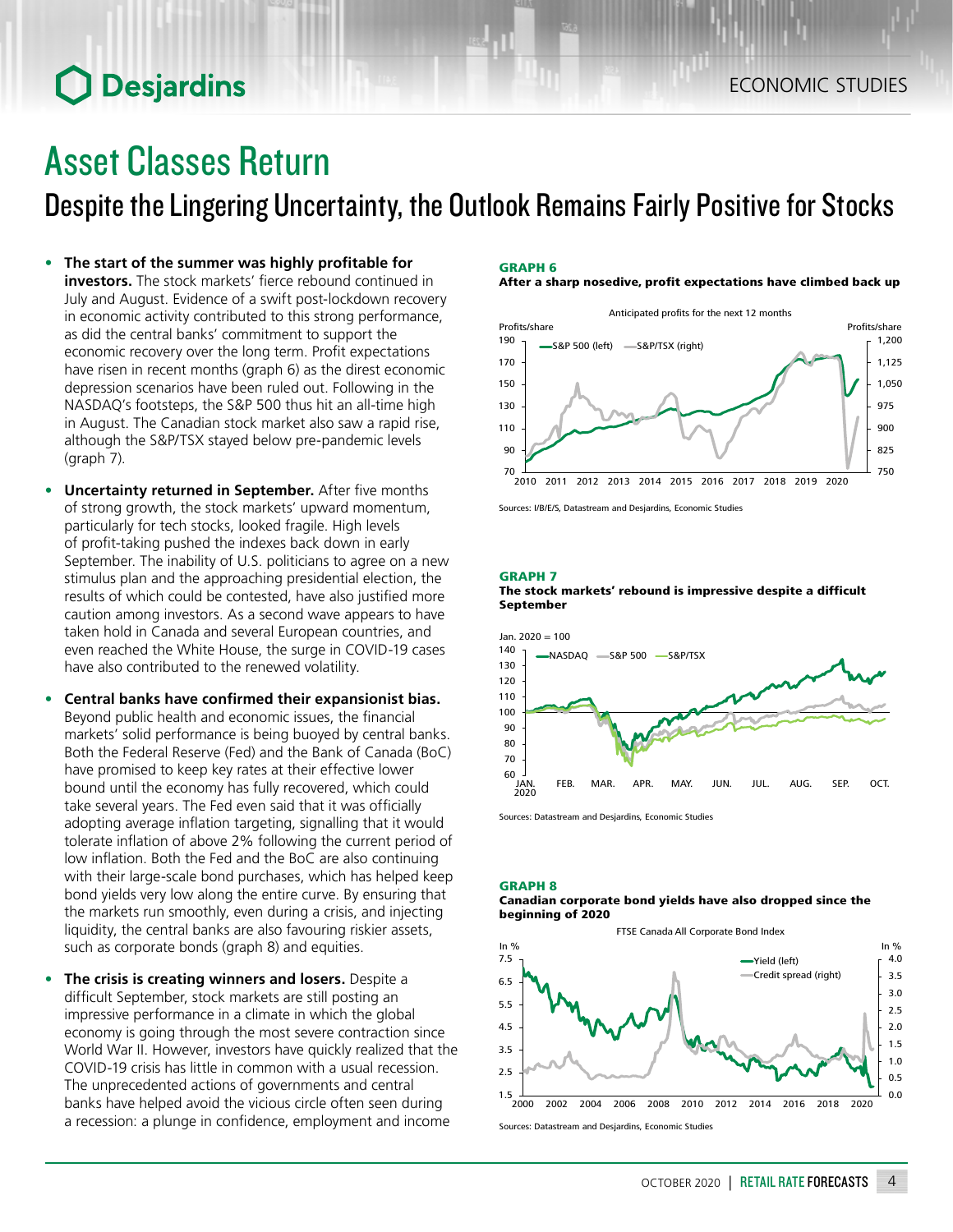# Asset Classes Return

## Despite the Lingering Uncertainty, the Outlook Remains Fairly Positive for Stocks

- **The start of the summer was highly profitable for investors.** The stock markets' fierce rebound continued in July and August. Evidence of a swift post-lockdown recovery in economic activity contributed to this strong performance, as did the central banks' commitment to support the economic recovery over the long term. Profit expectations have risen in recent months (graph 6) as the direst economic depression scenarios have been ruled out. Following in the NASDAQ's footsteps, the S&P 500 thus hit an all-time high in August. The Canadian stock market also saw a rapid rise, although the S&P/TSX stayed below pre-pandemic levels (graph 7).
- **Uncertainty returned in September.** After five months of strong growth, the stock markets' upward momentum, particularly for tech stocks, looked fragile. High levels of profit-taking pushed the indexes back down in early September. The inability of U.S. politicians to agree on a new stimulus plan and the approaching presidential election, the results of which could be contested, have also justified more caution among investors. As a second wave appears to have taken hold in Canada and several European countries, and even reached the White House, the surge in COVID-19 cases have also contributed to the renewed volatility.
- **Central banks have confirmed their expansionist bias.** Beyond public health and economic issues, the financial markets' solid performance is being buoyed by central banks. Both the Federal Reserve (Fed) and the Bank of Canada (BoC) have promised to keep key rates at their effective lower bound until the economy has fully recovered, which could take several years. The Fed even said that it was officially adopting average inflation targeting, signalling that it would tolerate inflation of above 2% following the current period of low inflation. Both the Fed and the BoC are also continuing with their large-scale bond purchases, which has helped keep bond yields very low along the entire curve. By ensuring that the markets run smoothly, even during a crisis, and injecting liquidity, the central banks are also favouring riskier assets, such as corporate bonds (graph 8) and equities.
- **The crisis is creating winners and losers.** Despite a difficult September, stock markets are still posting an impressive performance in a climate in which the global economy is going through the most severe contraction since World War II. However, investors have quickly realized that the COVID-19 crisis has little in common with a usual recession. The unprecedented actions of governments and central banks have helped avoid the vicious circle often seen during a recession: a plunge in confidence, employment and income

**GRAPH 6**
**After a sharp nosedive, profit expectations have climbed back up**

Anticipated profits for the next 12 months

Sources: I/B/E/S, Datastream and Desjardins, Economic Studies

**GRAPH 7**
**The stock markets' rebound is impressive despite a difficult September**

Sources: Datastream and Desjardins, Economic Studies

**GRAPH 8**
**Canadian corporate bond yields have also dropped since the beginning of 2020**

FTSE Canada All Corporate Bond Index

Sources: Datastream and Desjardins, Economic Studies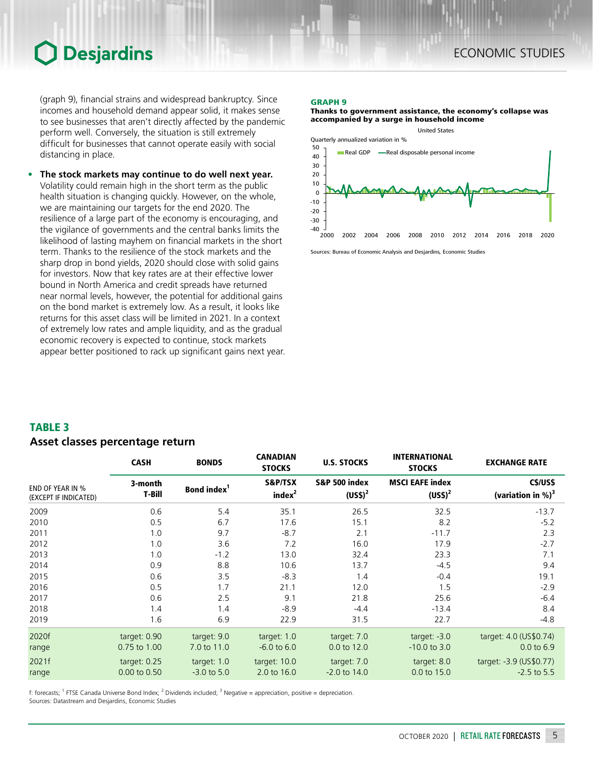(graph 9), financial strains and widespread bankruptcy. Since incomes and household demand appear solid, it makes sense to see businesses that aren't directly affected by the pandemic perform well. Conversely, the situation is still extremely difficult for businesses that cannot operate easily with social distancing in place.

- **The stock markets may continue to do well next year.** Volatility could remain high in the short term as the public health situation is changing quickly. However, on the whole, we are maintaining our targets for the end 2020. The resilience of a large part of the economy is encouraging, and the vigilance of governments and the central banks limits the likelihood of lasting mayhem on financial markets in the short term. Thanks to the resilience of the stock markets and the sharp drop in bond yields, 2020 should close with solid gains for investors. Now that key rates are at their effective lower bound in North America and credit spreads have returned near normal levels, however, the potential for additional gains on the bond market is extremely low. As a result, it looks like returns for this asset class will be limited in 2021. In a context of extremely low rates and ample liquidity, and as the gradual economic recovery is expected to continue, stock markets appear better positioned to rack up significant gains next year.

**GRAPH 9**

**Thanks to government assistance, the economy's collapse was accompanied by a surge in household income**

United States

Quarterly annualized variation in %

Real GDP — Real disposable personal income

50
40
30
20
10
0
-10
-20
-30
-40

2000 2002 2004 2006 2008 2010 2012 2014 2016 2018 2020

Sources: Bureau of Economic Analysis and Desjardins, Economic Studies

## TABLE 3

### Asset classes percentage return

| | CASH | BONDS | CANADIAN STOCKS | U.S. STOCKS | INTERNATIONAL STOCKS | EXCHANGE RATE |
|---|---|---|---|---|---|---|
| END OF YEAR IN % (EXCEPT IF INDICATED) | 3-month T-Bill | Bond index[1] | S&P/TSX index[2] | S&P 500 index (US$)[2] | MSCI EAFE index (US$)[2] | C$/US$ (variation in %)[3] |
| 2009 | 0.6 | 5.4 | 35.1 | 26.5 | 32.5 | -13.7 |
| 2010 | 0.5 | 6.7 | 17.6 | 15.1 | 8.2 | -5.2 |
| 2011 | 1.0 | 9.7 | -8.7 | 2.1 | -11.7 | 2.3 |
| 2012 | 1.0 | 3.6 | 7.2 | 16.0 | 17.9 | -2.7 |
| 2013 | 1.0 | -1.2 | 13.0 | 32.4 | 23.3 | 7.1 |
| 2014 | 0.9 | 8.8 | 10.6 | 13.7 | -4.5 | 9.4 |
| 2015 | 0.6 | 3.5 | -8.3 | 1.4 | -0.4 | 19.1 |
| 2016 | 0.5 | 1.7 | 21.1 | 12.0 | 1.5 | -2.9 |
| 2017 | 0.6 | 2.5 | 9.1 | 21.8 | 25.6 | -6.4 |
| 2018 | 1.4 | 1.4 | -8.9 | -4.4 | -13.4 | 8.4 |
| 2019 | 1.6 | 6.9 | 22.9 | 31.5 | 22.7 | -4.8 |
| 2020f | target: 0.90 | target: 9.0 | target: 1.0 | target: 7.0 | target: -3.0 | target: 4.0 (US$0.74) |
| range | 0.75 to 1.00 | 7.0 to 11.0 | -6.0 to 6.0 | 0.0 to 12.0 | -10.0 to 3.0 | 0.0 to 6.9 |
| 2021f | target: 0.25 | target: 1.0 | target: 10.0 | target: 7.0 | target: 8.0 | target: -3.9 (US$0.77) |
| range | 0.00 to 0.50 | -3.0 to 5.0 | 2.0 to 16.0 | -2.0 to 14.0 | 0.0 to 15.0 | -2.5 to 5.5 |

f: forecasts; [1] FTSE Canada Universe Bond Index; [2] Dividends included; [3] Negative = appreciation, positive = depreciation.
Sources: Datastream and Desjardins, Economic Studies